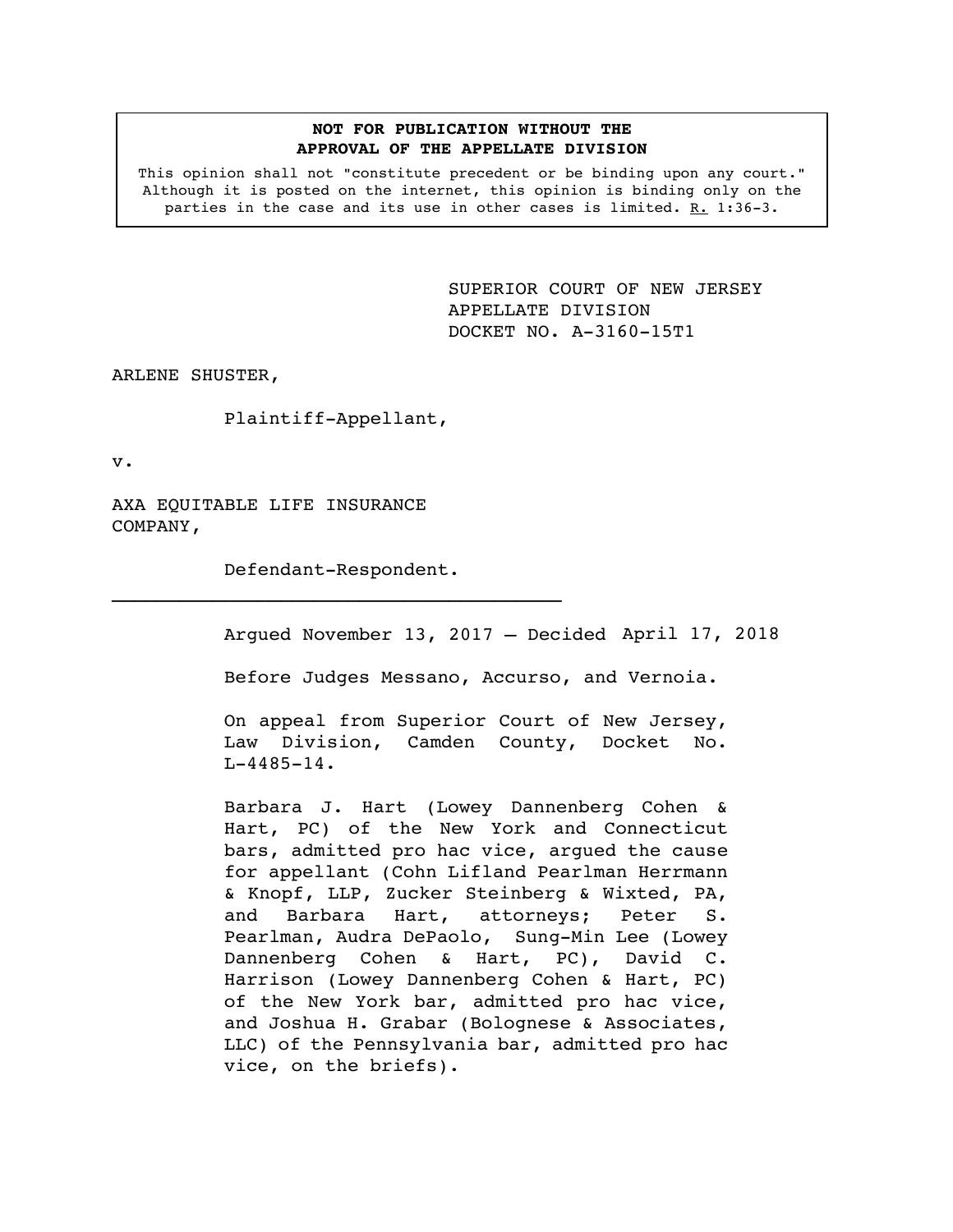**NOT FOR PUBLICATION WITHOUT THE APPROVAL OF THE APPELLATE DIVISION**

This opinion shall not "constitute precedent or be binding upon any court." Although it is posted on the internet, this opinion is binding only on the parties in the case and its use in other cases is limited. R. 1:36-3.

SUPERIOR COURT OF NEW JERSEY
APPELLATE DIVISION
DOCKET NO. A-3160-15T1

ARLENE SHUSTER,

Plaintiff-Appellant,

v.

AXA EQUITABLE LIFE INSURANCE COMPANY,

Defendant-Respondent.

---

Argued November 13, 2017 – Decided April 17, 2018

Before Judges Messano, Accurso, and Vernoia.

On appeal from Superior Court of New Jersey, Law Division, Camden County, Docket No. L-4485-14.

Barbara J. Hart (Lowey Dannenberg Cohen & Hart, PC) of the New York and Connecticut bars, admitted pro hac vice, argued the cause for appellant (Cohn Lifland Pearlman Herrmann & Knopf, LLP, Zucker Steinberg & Wixted, PA, and Barbara Hart, attorneys; Peter S. Pearlman, Audra DePaolo, Sung-Min Lee (Lowey Dannenberg Cohen & Hart, PC), David C. Harrison (Lowey Dannenberg Cohen & Hart, PC) of the New York bar, admitted pro hac vice, and Joshua H. Grabar (Bolognese & Associates, LLC) of the Pennsylvania bar, admitted pro hac vice, on the briefs).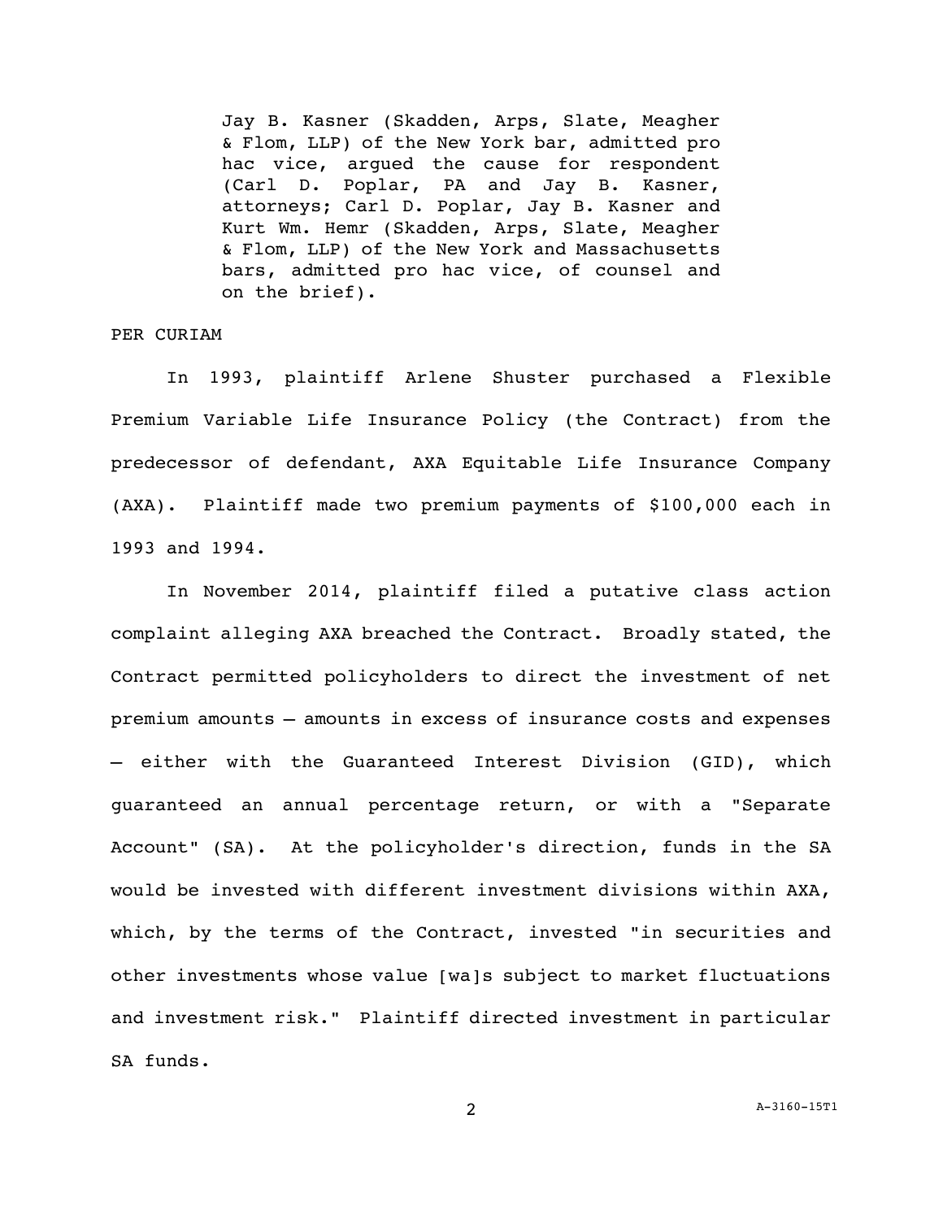Jay B. Kasner (Skadden, Arps, Slate, Meagher & Flom, LLP) of the New York bar, admitted pro hac vice, argued the cause for respondent (Carl D. Poplar, PA and Jay B. Kasner, attorneys; Carl D. Poplar, Jay B. Kasner and Kurt Wm. Hemr (Skadden, Arps, Slate, Meagher & Flom, LLP) of the New York and Massachusetts bars, admitted pro hac vice, of counsel and on the brief).

PER CURIAM

In 1993, plaintiff Arlene Shuster purchased a Flexible Premium Variable Life Insurance Policy (the Contract) from the predecessor of defendant, AXA Equitable Life Insurance Company (AXA). Plaintiff made two premium payments of $100,000 each in 1993 and 1994.

In November 2014, plaintiff filed a putative class action complaint alleging AXA breached the Contract. Broadly stated, the Contract permitted policyholders to direct the investment of net premium amounts — amounts in excess of insurance costs and expenses — either with the Guaranteed Interest Division (GID), which guaranteed an annual percentage return, or with a "Separate Account" (SA). At the policyholder's direction, funds in the SA would be invested with different investment divisions within AXA, which, by the terms of the Contract, invested "in securities and other investments whose value [wa]s subject to market fluctuations and investment risk." Plaintiff directed investment in particular SA funds.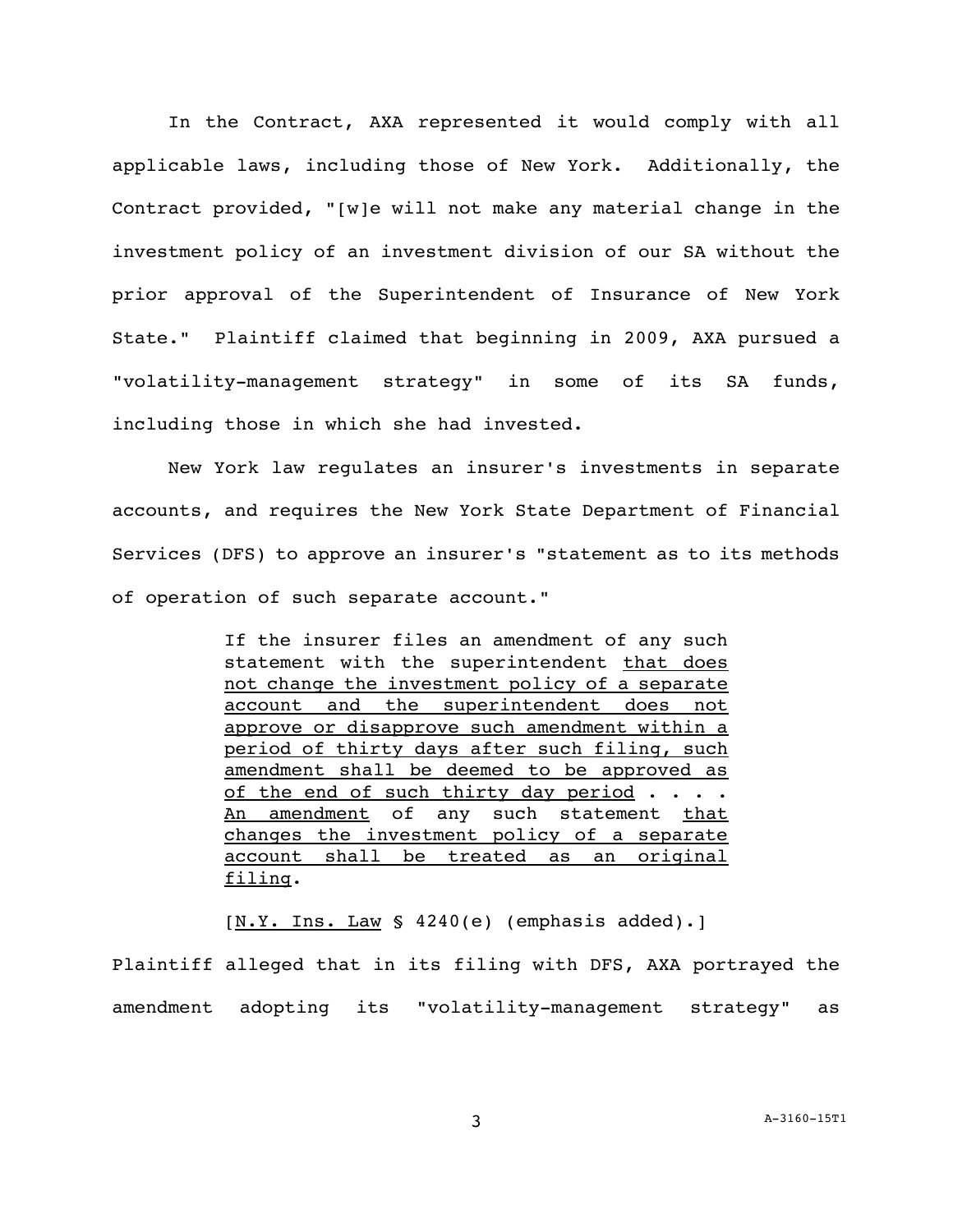In the Contract, AXA represented it would comply with all applicable laws, including those of New York. Additionally, the Contract provided, "[w]e will not make any material change in the investment policy of an investment division of our SA without the prior approval of the Superintendent of Insurance of New York State." Plaintiff claimed that beginning in 2009, AXA pursued a "volatility-management strategy" in some of its SA funds, including those in which she had invested.

New York law regulates an insurer's investments in separate accounts, and requires the New York State Department of Financial Services (DFS) to approve an insurer's "statement as to its methods of operation of such separate account."

> If the insurer files an amendment of any such statement with the superintendent <u>that does not change the investment policy of a separate account and the superintendent does not approve or disapprove such amendment within a period of thirty days after such filing, such amendment shall be deemed to be approved as of the end of such thirty day period</u> . . . . <u>An amendment</u> of any such statement <u>that changes the investment policy of a separate account shall be treated as an original filing</u>.
>
> [<u>N.Y. Ins. Law</u> § 4240(e) (emphasis added).]

Plaintiff alleged that in its filing with DFS, AXA portrayed the amendment adopting its "volatility-management strategy" as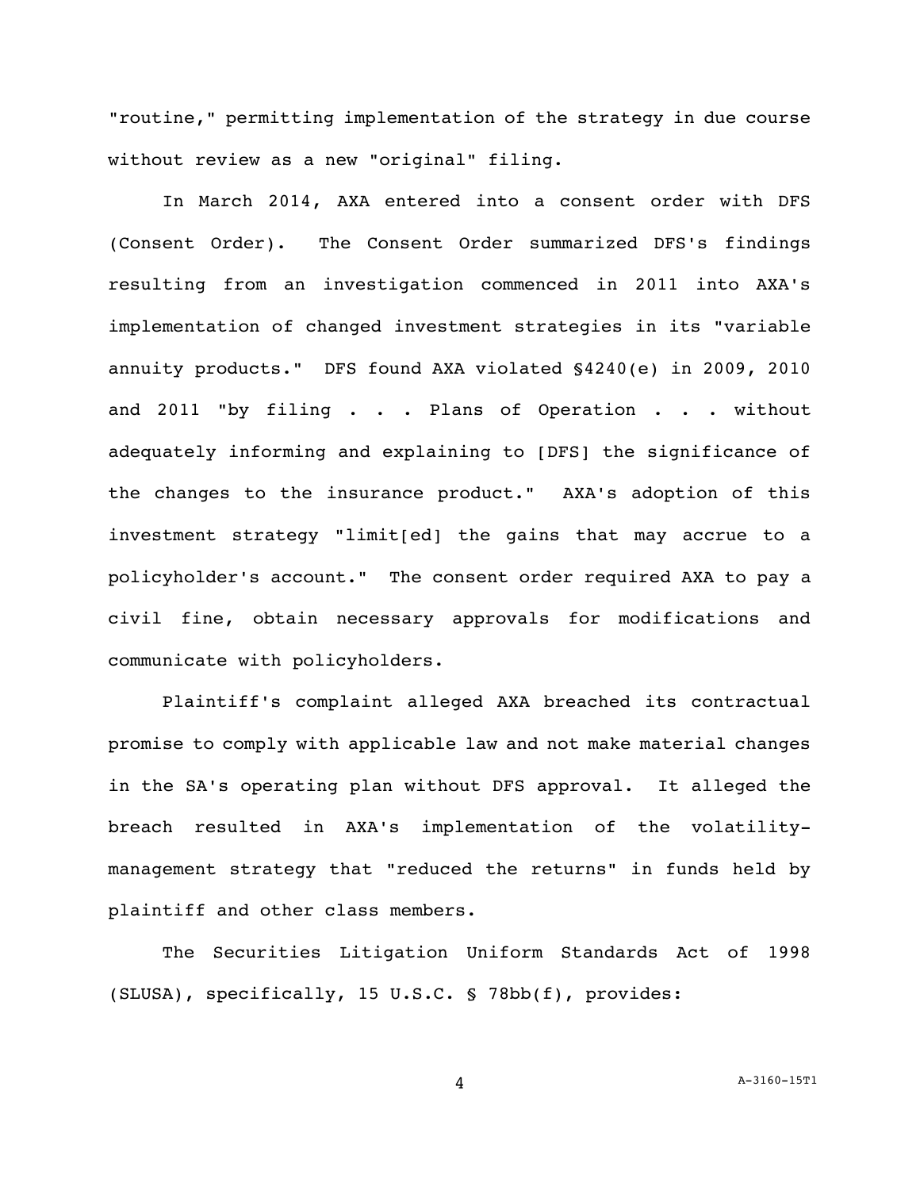"routine," permitting implementation of the strategy in due course without review as a new "original" filing.

In March 2014, AXA entered into a consent order with DFS (Consent Order). The Consent Order summarized DFS's findings resulting from an investigation commenced in 2011 into AXA's implementation of changed investment strategies in its "variable annuity products." DFS found AXA violated §4240(e) in 2009, 2010 and 2011 "by filing . . . Plans of Operation . . . without adequately informing and explaining to [DFS] the significance of the changes to the insurance product." AXA's adoption of this investment strategy "limit[ed] the gains that may accrue to a policyholder's account." The consent order required AXA to pay a civil fine, obtain necessary approvals for modifications and communicate with policyholders.

Plaintiff's complaint alleged AXA breached its contractual promise to comply with applicable law and not make material changes in the SA's operating plan without DFS approval. It alleged the breach resulted in AXA's implementation of the volatility-management strategy that "reduced the returns" in funds held by plaintiff and other class members.

The Securities Litigation Uniform Standards Act of 1998 (SLUSA), specifically, 15 U.S.C. § 78bb(f), provides: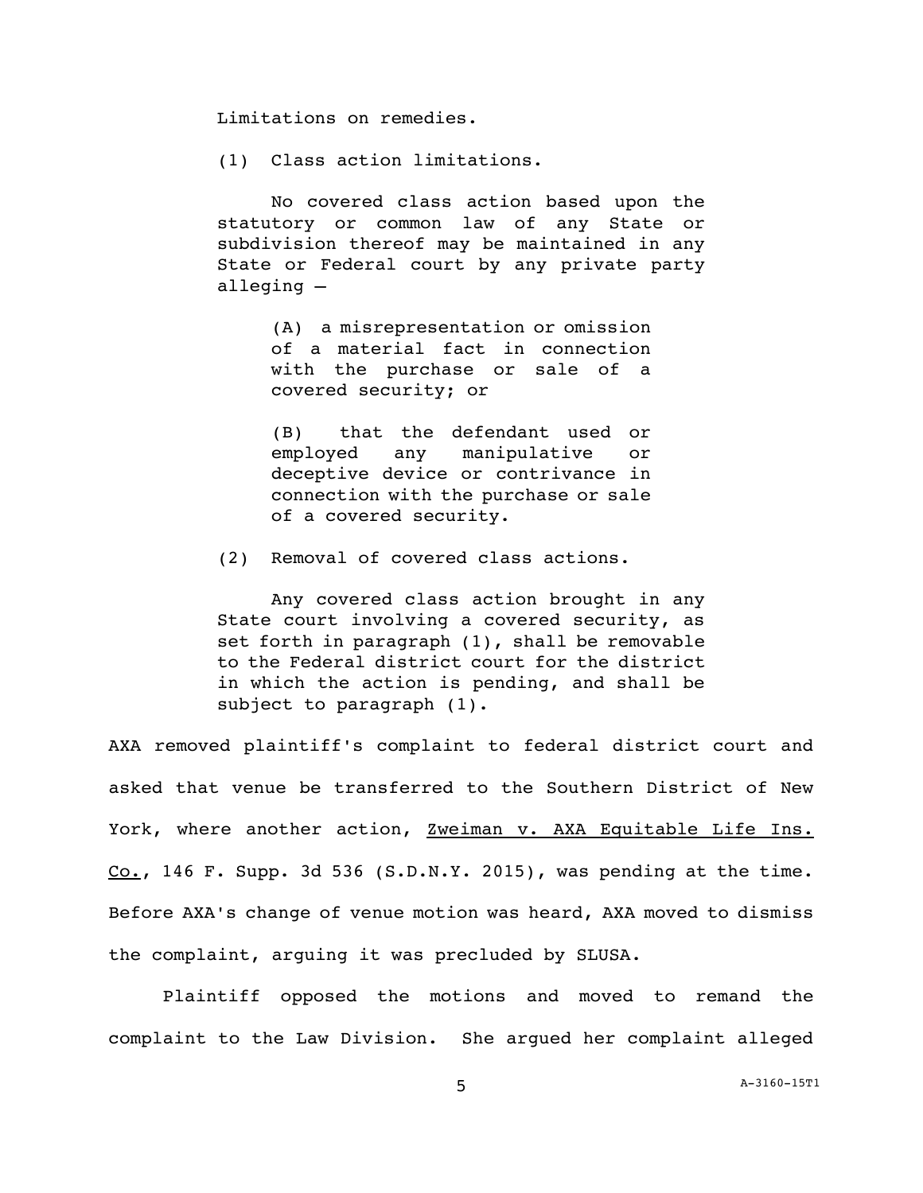Limitations on remedies.

> (1) Class action limitations.
>
> No covered class action based upon the statutory or common law of any State or subdivision thereof may be maintained in any State or Federal court by any private party alleging —
>
> > (A) a misrepresentation or omission of a material fact in connection with the purchase or sale of a covered security; or
> >
> > (B) that the defendant used or employed any manipulative or deceptive device or contrivance in connection with the purchase or sale of a covered security.
>
> (2) Removal of covered class actions.
>
> Any covered class action brought in any State court involving a covered security, as set forth in paragraph (1), shall be removable to the Federal district court for the district in which the action is pending, and shall be subject to paragraph (1).

AXA removed plaintiff's complaint to federal district court and asked that venue be transferred to the Southern District of New York, where another action, Zweiman v. AXA Equitable Life Ins. Co., 146 F. Supp. 3d 536 (S.D.N.Y. 2015), was pending at the time. Before AXA's change of venue motion was heard, AXA moved to dismiss the complaint, arguing it was precluded by SLUSA.

Plaintiff opposed the motions and moved to remand the complaint to the Law Division. She argued her complaint alleged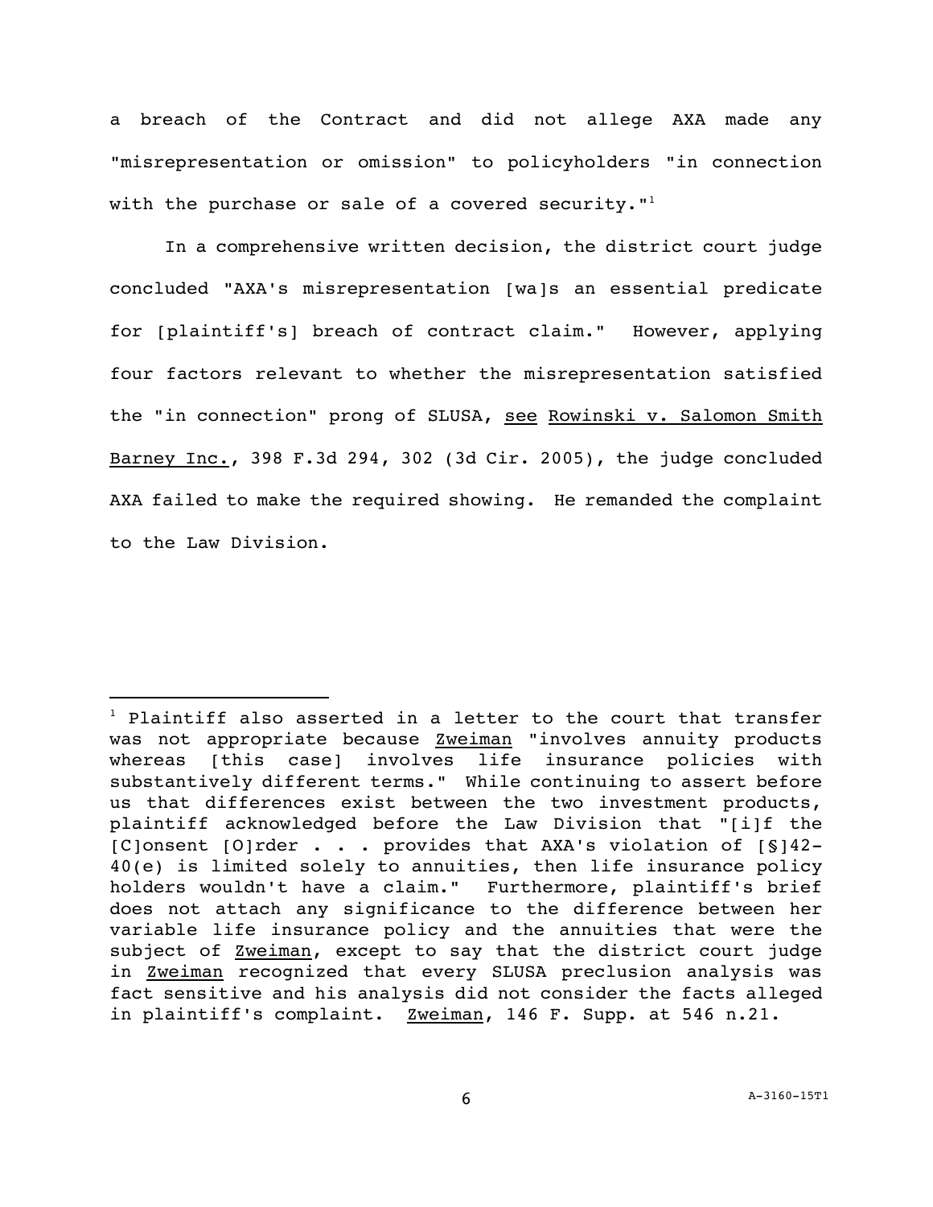a breach of the Contract and did not allege AXA made any "misrepresentation or omission" to policyholders "in connection with the purchase or sale of a covered security."[1]

In a comprehensive written decision, the district court judge concluded "AXA's misrepresentation [wa]s an essential predicate for [plaintiff's] breach of contract claim." However, applying four factors relevant to whether the misrepresentation satisfied the "in connection" prong of SLUSA, see Rowinski v. Salomon Smith Barney Inc., 398 F.3d 294, 302 (3d Cir. 2005), the judge concluded AXA failed to make the required showing. He remanded the complaint to the Law Division.

---

[1] Plaintiff also asserted in a letter to the court that transfer was not appropriate because Zweiman "involves annuity products whereas [this case] involves life insurance policies with substantively different terms." While continuing to assert before us that differences exist between the two investment products, plaintiff acknowledged before the Law Division that "[i]f the [C]onsent [O]rder . . . provides that AXA's violation of [§]42-40(e) is limited solely to annuities, then life insurance policy holders wouldn't have a claim." Furthermore, plaintiff's brief does not attach any significance to the difference between her variable life insurance policy and the annuities that were the subject of Zweiman, except to say that the district court judge in Zweiman recognized that every SLUSA preclusion analysis was fact sensitive and his analysis did not consider the facts alleged in plaintiff's complaint. Zweiman, 146 F. Supp. at 546 n.21.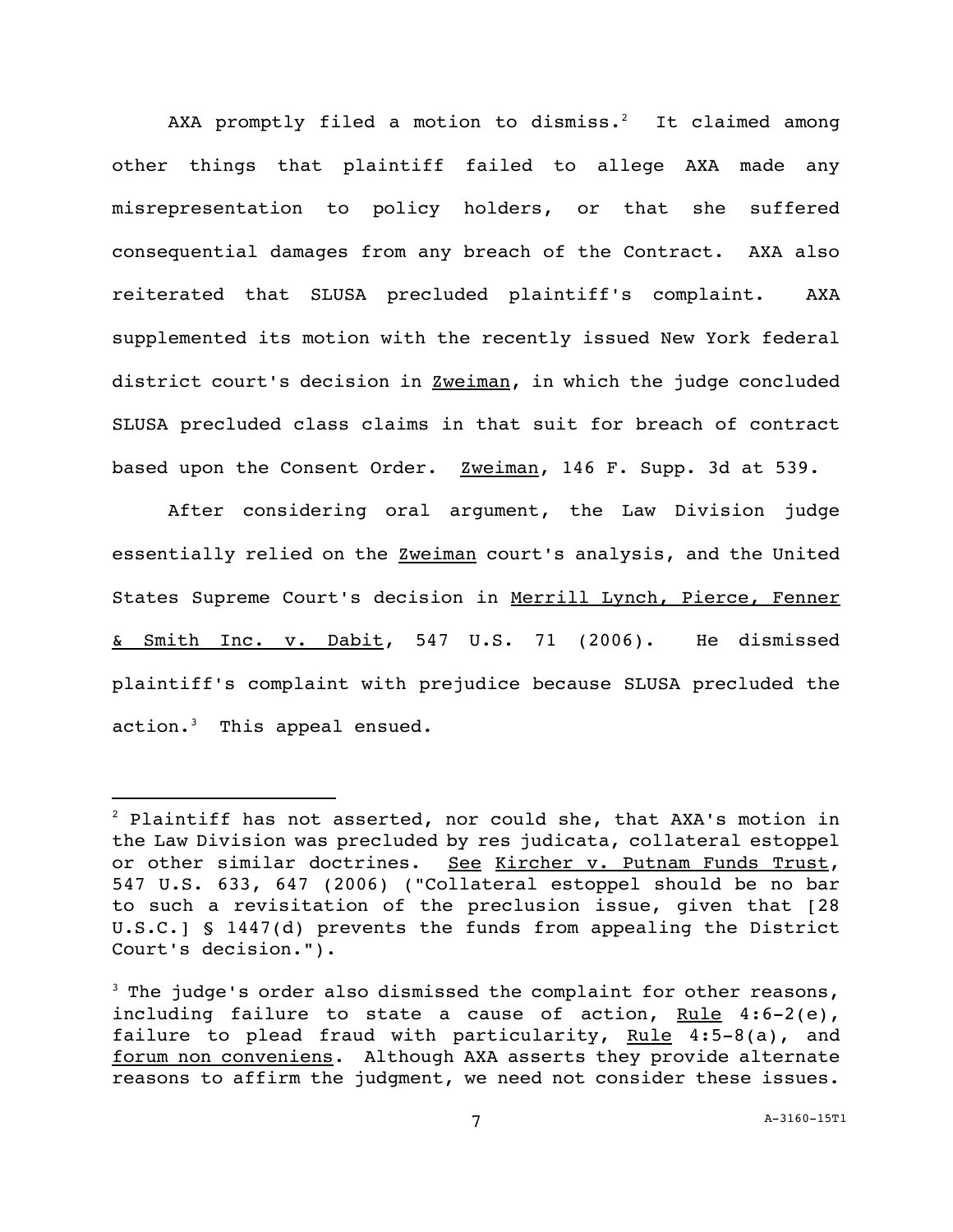AXA promptly filed a motion to dismiss.[2] It claimed among other things that plaintiff failed to allege AXA made any misrepresentation to policy holders, or that she suffered consequential damages from any breach of the Contract. AXA also reiterated that SLUSA precluded plaintiff's complaint. AXA supplemented its motion with the recently issued New York federal district court's decision in Zweiman, in which the judge concluded SLUSA precluded class claims in that suit for breach of contract based upon the Consent Order. Zweiman, 146 F. Supp. 3d at 539.

After considering oral argument, the Law Division judge essentially relied on the Zweiman court's analysis, and the United States Supreme Court's decision in Merrill Lynch, Pierce, Fenner & Smith Inc. v. Dabit, 547 U.S. 71 (2006). He dismissed plaintiff's complaint with prejudice because SLUSA precluded the action.[3] This appeal ensued.

---

[2] Plaintiff has not asserted, nor could she, that AXA's motion in the Law Division was precluded by res judicata, collateral estoppel or other similar doctrines. See Kircher v. Putnam Funds Trust, 547 U.S. 633, 647 (2006) ("Collateral estoppel should be no bar to such a revisitation of the preclusion issue, given that [28 U.S.C.] § 1447(d) prevents the funds from appealing the District Court's decision.").

[3] The judge's order also dismissed the complaint for other reasons, including failure to state a cause of action, Rule 4:6-2(e), failure to plead fraud with particularity, Rule 4:5-8(a), and forum non conveniens. Although AXA asserts they provide alternate reasons to affirm the judgment, we need not consider these issues.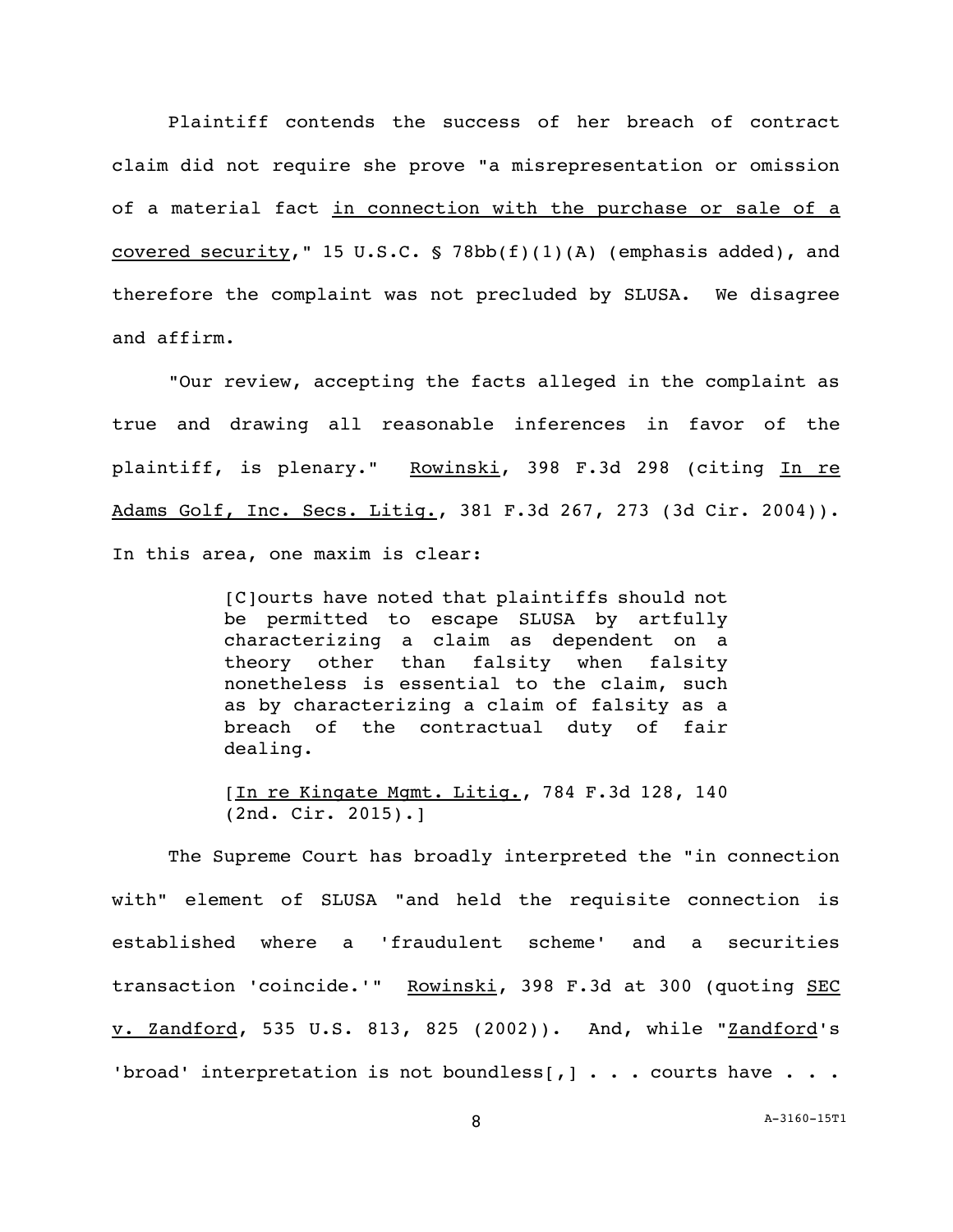Plaintiff contends the success of her breach of contract claim did not require she prove "a misrepresentation or omission of a material fact <u>in connection with the purchase or sale of a covered security</u>," 15 U.S.C. § 78bb(f)(1)(A) (emphasis added), and therefore the complaint was not precluded by SLUSA. We disagree and affirm.

"Our review, accepting the facts alleged in the complaint as true and drawing all reasonable inferences in favor of the plaintiff, is plenary." <u>Rowinski</u>, 398 F.3d 298 (citing <u>In re Adams Golf, Inc. Secs. Litig.</u>, 381 F.3d 267, 273 (3d Cir. 2004)). In this area, one maxim is clear:

> [C]ourts have noted that plaintiffs should not be permitted to escape SLUSA by artfully characterizing a claim as dependent on a theory other than falsity when falsity nonetheless is essential to the claim, such as by characterizing a claim of falsity as a breach of the contractual duty of fair dealing.
>
> [<u>In re Kingate Mgmt. Litig.</u>, 784 F.3d 128, 140 (2nd. Cir. 2015).]

The Supreme Court has broadly interpreted the "in connection with" element of SLUSA "and held the requisite connection is established where a 'fraudulent scheme' and a securities transaction 'coincide.'" <u>Rowinski</u>, 398 F.3d at 300 (quoting <u>SEC v. Zandford</u>, 535 U.S. 813, 825 (2002)). And, while "<u>Zandford</u>'s 'broad' interpretation is not boundless[,] . . . courts have . . .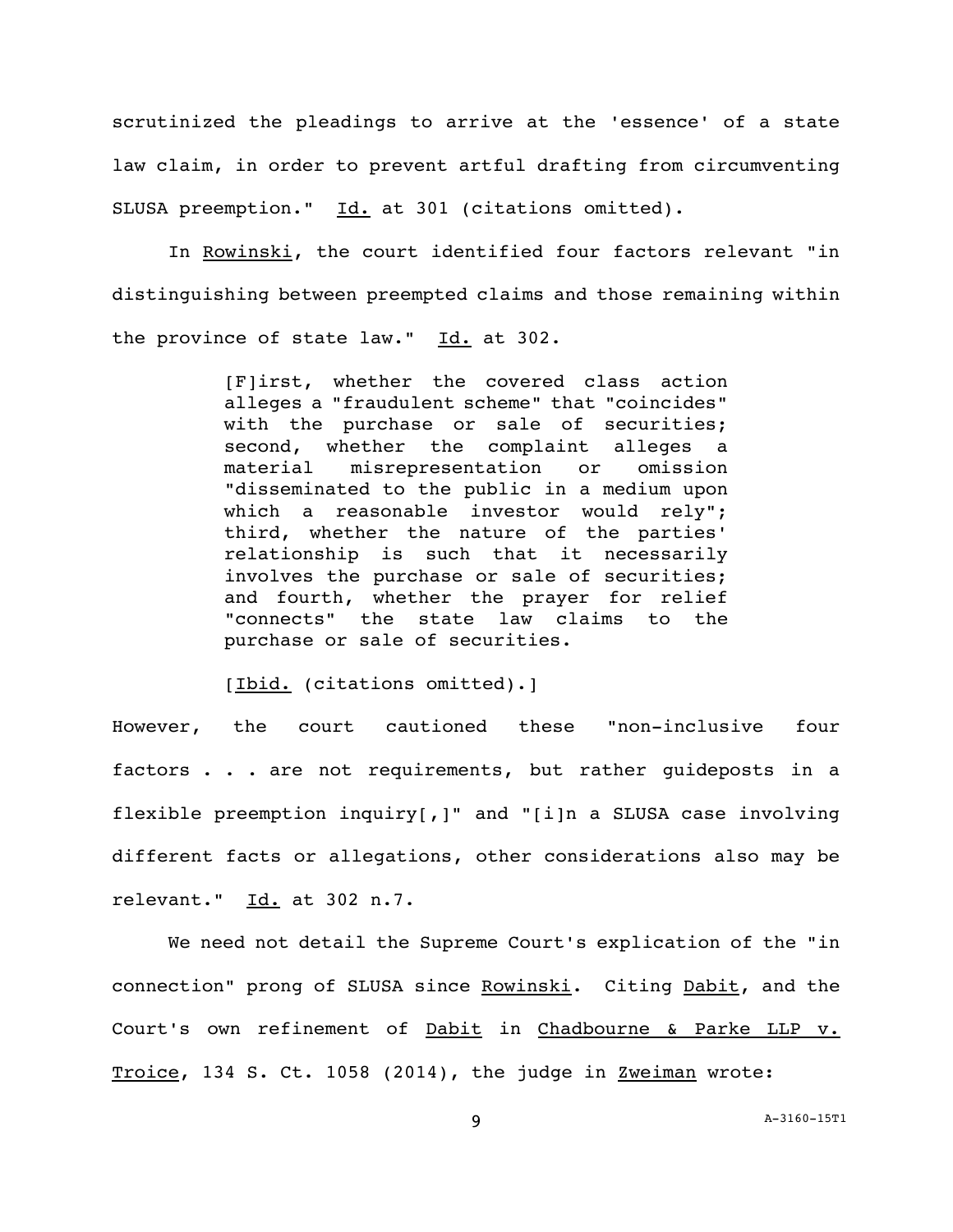scrutinized the pleadings to arrive at the 'essence' of a state law claim, in order to prevent artful drafting from circumventing SLUSA preemption." Id. at 301 (citations omitted).

In Rowinski, the court identified four factors relevant "in distinguishing between preempted claims and those remaining within the province of state law." Id. at 302.

> [F]irst, whether the covered class action alleges a "fraudulent scheme" that "coincides" with the purchase or sale of securities; second, whether the complaint alleges a material misrepresentation or omission "disseminated to the public in a medium upon which a reasonable investor would rely"; third, whether the nature of the parties' relationship is such that it necessarily involves the purchase or sale of securities; and fourth, whether the prayer for relief "connects" the state law claims to the purchase or sale of securities.
>
> [Ibid. (citations omitted).]

However, the court cautioned these "non-inclusive four factors . . . are not requirements, but rather guideposts in a flexible preemption inquiry[,]" and "[i]n a SLUSA case involving different facts or allegations, other considerations also may be relevant." Id. at 302 n.7.

We need not detail the Supreme Court's explication of the "in connection" prong of SLUSA since Rowinski. Citing Dabit, and the Court's own refinement of Dabit in Chadbourne & Parke LLP v. Troice, 134 S. Ct. 1058 (2014), the judge in Zweiman wrote: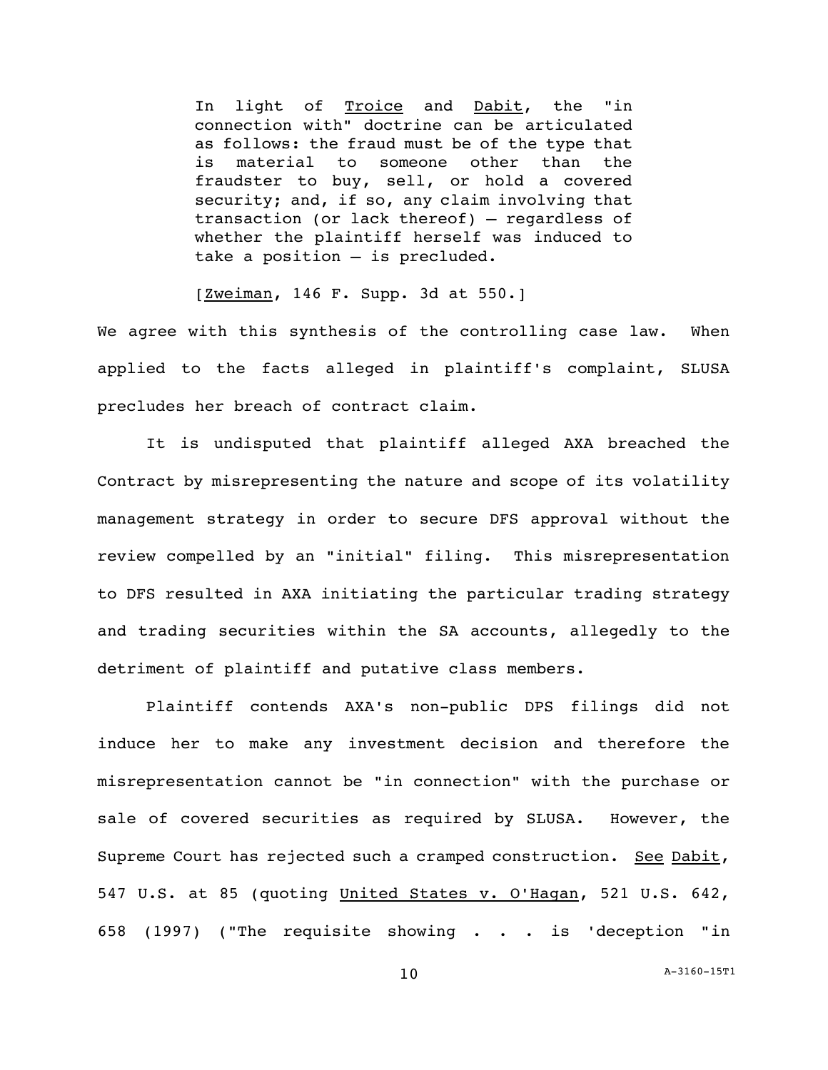> In light of Troice and Dabit, the "in connection with" doctrine can be articulated as follows: the fraud must be of the type that is material to someone other than the fraudster to buy, sell, or hold a covered security; and, if so, any claim involving that transaction (or lack thereof) – regardless of whether the plaintiff herself was induced to take a position – is precluded.
>
> [Zweiman, 146 F. Supp. 3d at 550.]

We agree with this synthesis of the controlling case law. When applied to the facts alleged in plaintiff's complaint, SLUSA precludes her breach of contract claim.

It is undisputed that plaintiff alleged AXA breached the Contract by misrepresenting the nature and scope of its volatility management strategy in order to secure DFS approval without the review compelled by an "initial" filing. This misrepresentation to DFS resulted in AXA initiating the particular trading strategy and trading securities within the SA accounts, allegedly to the detriment of plaintiff and putative class members.

Plaintiff contends AXA's non-public DPS filings did not induce her to make any investment decision and therefore the misrepresentation cannot be "in connection" with the purchase or sale of covered securities as required by SLUSA. However, the Supreme Court has rejected such a cramped construction. See Dabit, 547 U.S. at 85 (quoting United States v. O'Hagan, 521 U.S. 642, 658 (1997) ("The requisite showing . . . is 'deception "in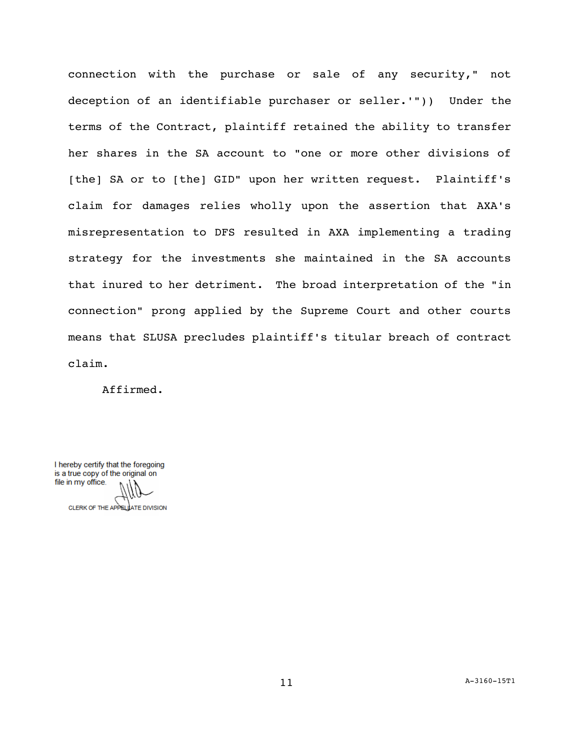connection with the purchase or sale of any security," not deception of an identifiable purchaser or seller.'")) Under the terms of the Contract, plaintiff retained the ability to transfer her shares in the SA account to "one or more other divisions of [the] SA or to [the] GID" upon her written request. Plaintiff's claim for damages relies wholly upon the assertion that AXA's misrepresentation to DFS resulted in AXA implementing a trading strategy for the investments she maintained in the SA accounts that inured to her detriment. The broad interpretation of the "in connection" prong applied by the Supreme Court and other courts means that SLUSA precludes plaintiff's titular breach of contract claim.

Affirmed.

I hereby certify that the foregoing is a true copy of the original on file in my office.

CLERK OF THE APPELLATE DIVISION